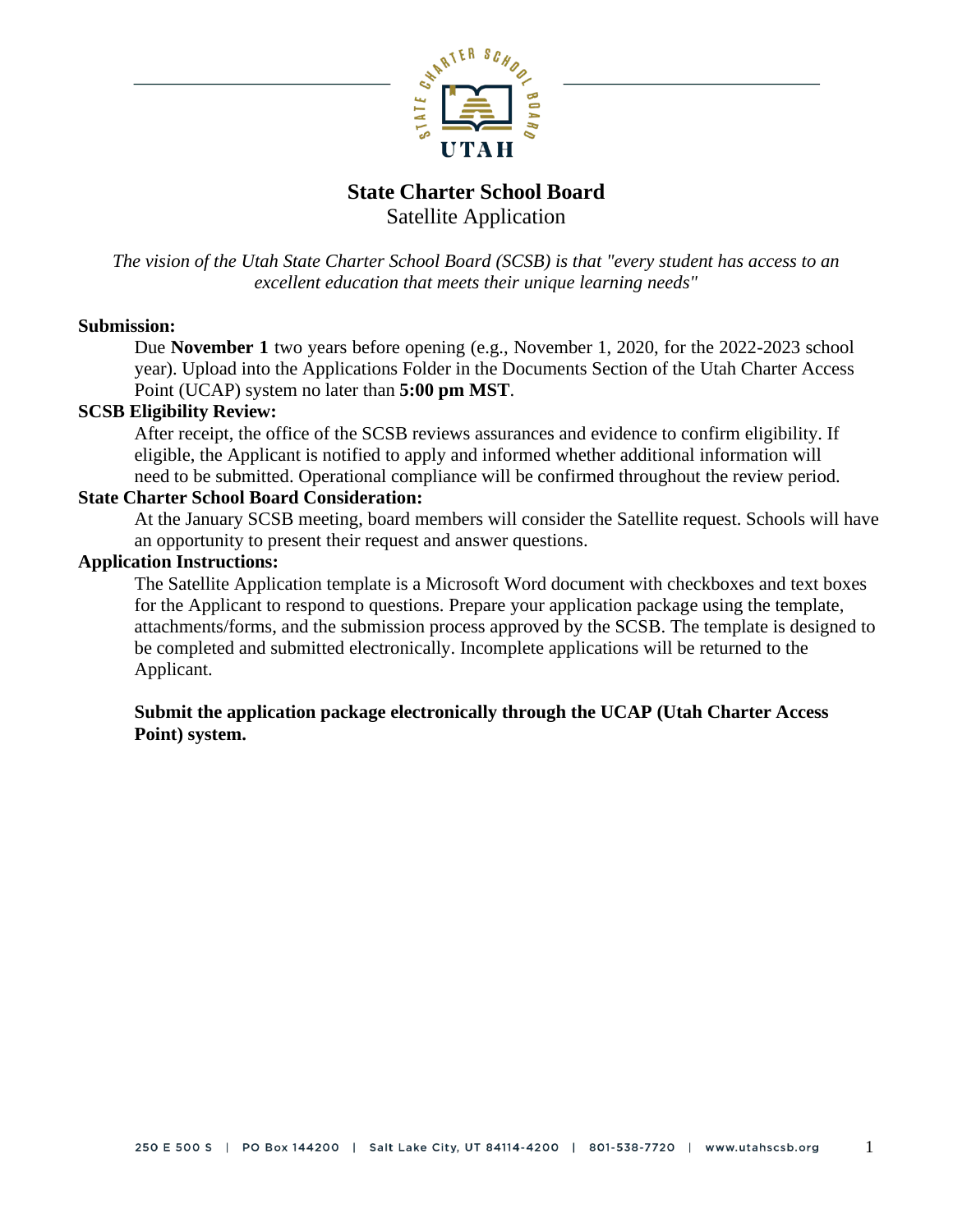# State Charter School Board

Satellite Application

*The vision of the Utah State Charter School Board (SCSB) is that "every student has access to an excellent education that meets their unique learning needs"*

**Submission:**

Due **November 1** two years before opening (e.g., November 1, 2020, for the 2022-2023 school year). Upload into the Applications Folder in the Documents Section of the Utah Charter Access Point (UCAP) system no later than **5:00 pm MST**.

**SCSB Eligibility Review:**

After receipt, the office of the SCSB reviews assurances and evidence to confirm eligibility. If eligible, the Applicant is notified to apply and informed whether additional information will need to be submitted. Operational compliance will be confirmed throughout the review period.

**State Charter School Board Consideration:**

At the January SCSB meeting, board members will consider the Satellite request. Schools will have an opportunity to present their request and answer questions.

**Application Instructions:**

The Satellite Application template is a Microsoft Word document with checkboxes and text boxes for the Applicant to respond to questions. Prepare your application package using the template, attachments/forms, and the submission process approved by the SCSB. The template is designed to be completed and submitted electronically. Incomplete applications will be returned to the Applicant.

**Submit the application package electronically through the UCAP (Utah Charter Access Point) system.**

250 E 500 S | PO Box 144200 | Salt Lake City, UT 84114-4200 | 801-538-7720 | www.utahscsb.org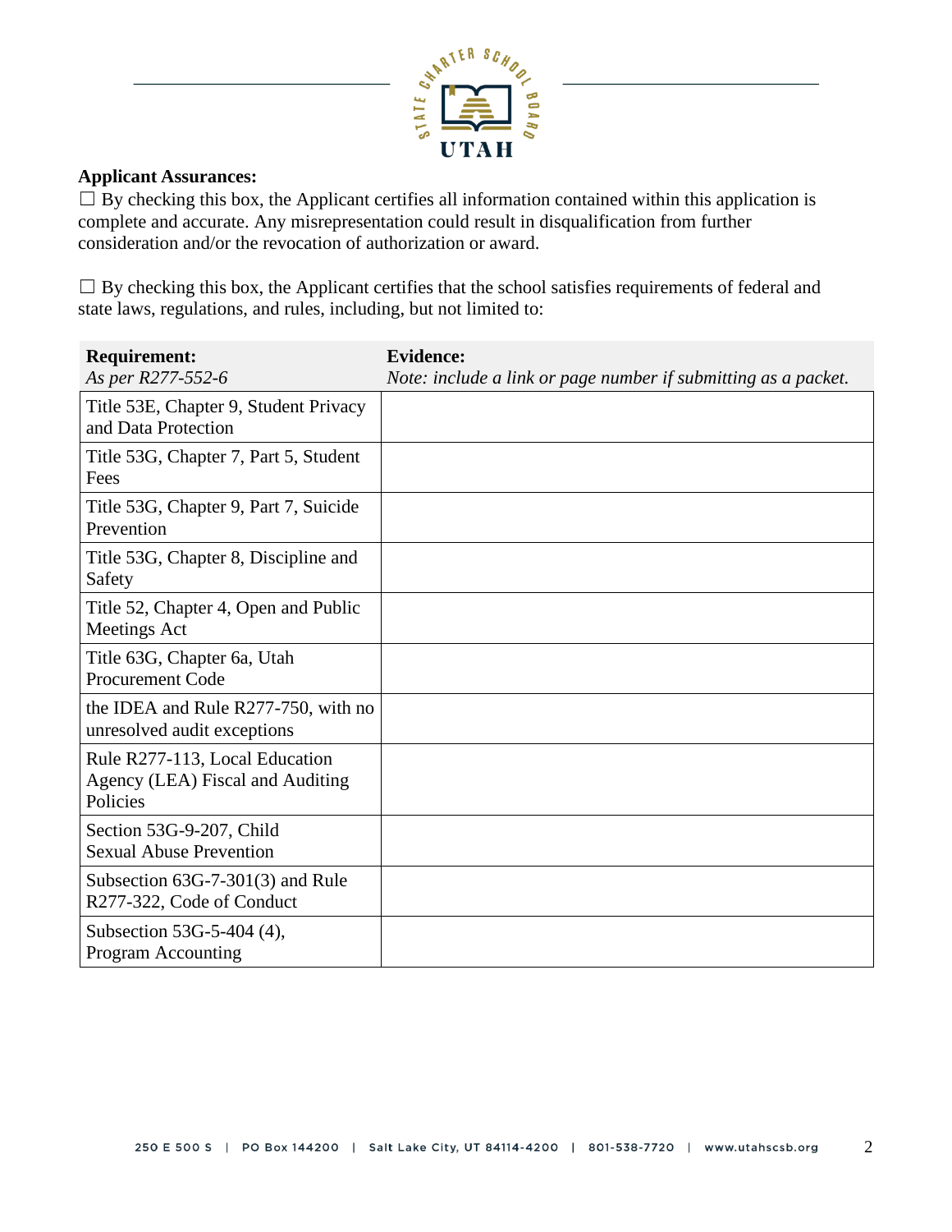**Applicant Assurances:**

☐ By checking this box, the Applicant certifies all information contained within this application is complete and accurate. Any misrepresentation could result in disqualification from further consideration and/or the revocation of authorization or award.

☐ By checking this box, the Applicant certifies that the school satisfies requirements of federal and state laws, regulations, and rules, including, but not limited to:

| **Requirement:**<br>*As per R277-552-6* | **Evidence:**<br>*Note: include a link or page number if submitting as a packet.* |
|---|---|
| Title 53E, Chapter 9, Student Privacy and Data Protection | |
| Title 53G, Chapter 7, Part 5, Student Fees | |
| Title 53G, Chapter 9, Part 7, Suicide Prevention | |
| Title 53G, Chapter 8, Discipline and Safety | |
| Title 52, Chapter 4, Open and Public Meetings Act | |
| Title 63G, Chapter 6a, Utah Procurement Code | |
| the IDEA and Rule R277-750, with no unresolved audit exceptions | |
| Rule R277-113, Local Education Agency (LEA) Fiscal and Auditing Policies | |
| Section 53G-9-207, Child Sexual Abuse Prevention | |
| Subsection 63G-7-301(3) and Rule R277-322, Code of Conduct | |
| Subsection 53G-5-404 (4), Program Accounting | |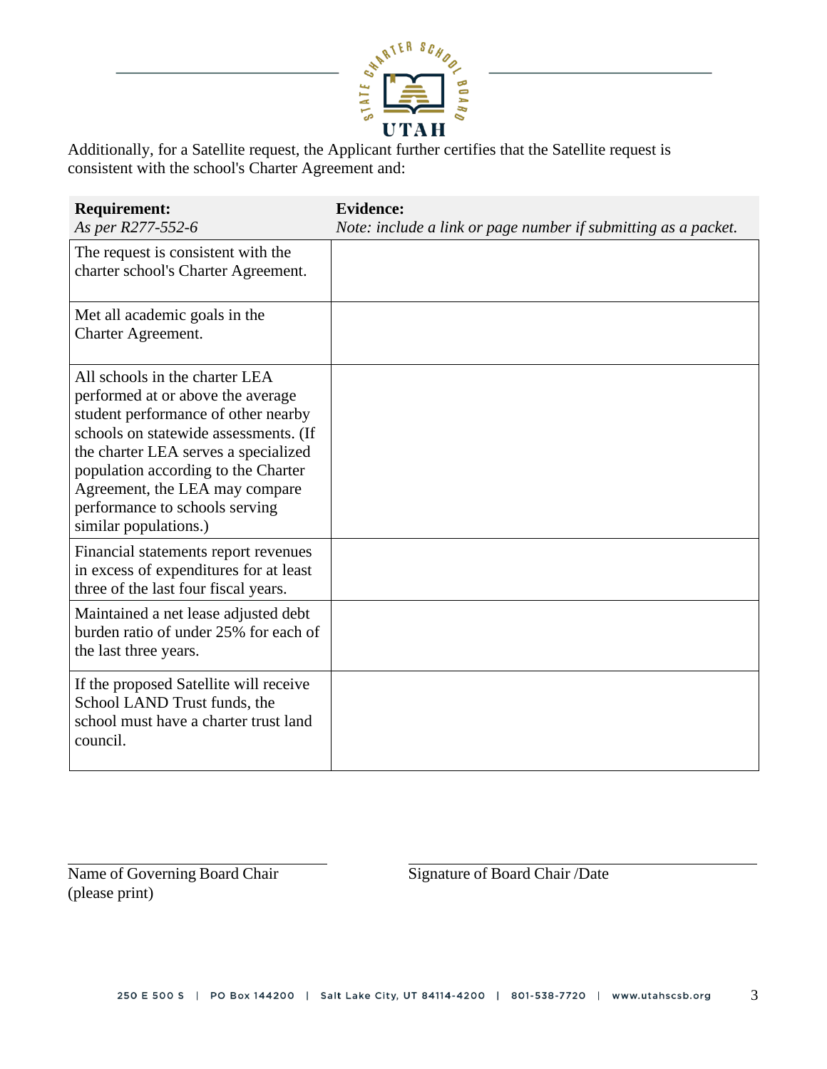Additionally, for a Satellite request, the Applicant further certifies that the Satellite request is consistent with the school's Charter Agreement and:

| **Requirement:**<br>*As per R277-552-6* | **Evidence:**<br>*Note: include a link or page number if submitting as a packet.* |
|---|---|
| The request is consistent with the charter school's Charter Agreement. | |
| Met all academic goals in the Charter Agreement. | |
| All schools in the charter LEA performed at or above the average student performance of other nearby schools on statewide assessments. (If the charter LEA serves a specialized population according to the Charter Agreement, the LEA may compare performance to schools serving similar populations.) | |
| Financial statements report revenues in excess of expenditures for at least three of the last four fiscal years. | |
| Maintained a net lease adjusted debt burden ratio of under 25% for each of the last three years. | |
| If the proposed Satellite will receive School LAND Trust funds, the school must have a charter trust land council. | |

Name of Governing Board Chair (please print) ______________________

Signature of Board Chair /Date ______________________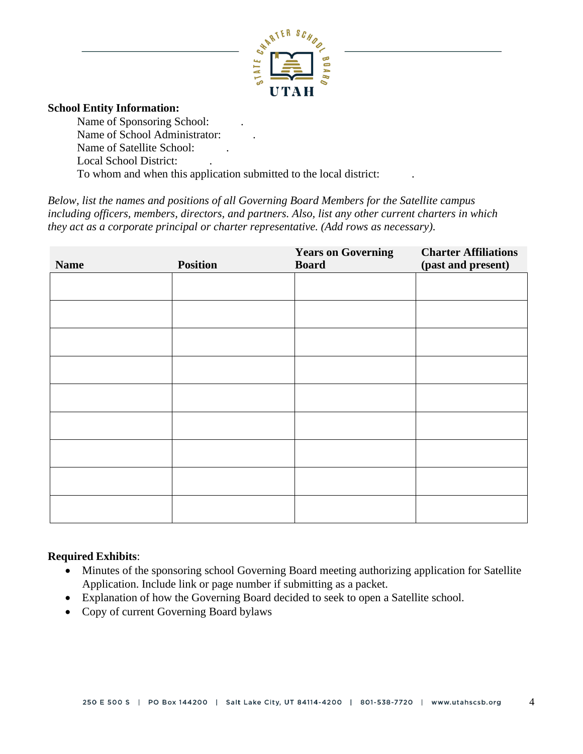**School Entity Information:**

Name of Sponsoring School: .
Name of School Administrator: .
Name of Satellite School: .
Local School District: .
To whom and when this application submitted to the local district: .

*Below, list the names and positions of all Governing Board Members for the Satellite campus including officers, members, directors, and partners. Also, list any other current charters in which they act as a corporate principal or charter representative. (Add rows as necessary).*

| Name | Position | Years on Governing Board | Charter Affiliations (past and present) |
|---|---|---|---|
| | | | |
| | | | |
| | | | |
| | | | |
| | | | |
| | | | |
| | | | |
| | | | |
| | | | |

**Required Exhibits**:

- Minutes of the sponsoring school Governing Board meeting authorizing application for Satellite Application. Include link or page number if submitting as a packet.
- Explanation of how the Governing Board decided to seek to open a Satellite school.
- Copy of current Governing Board bylaws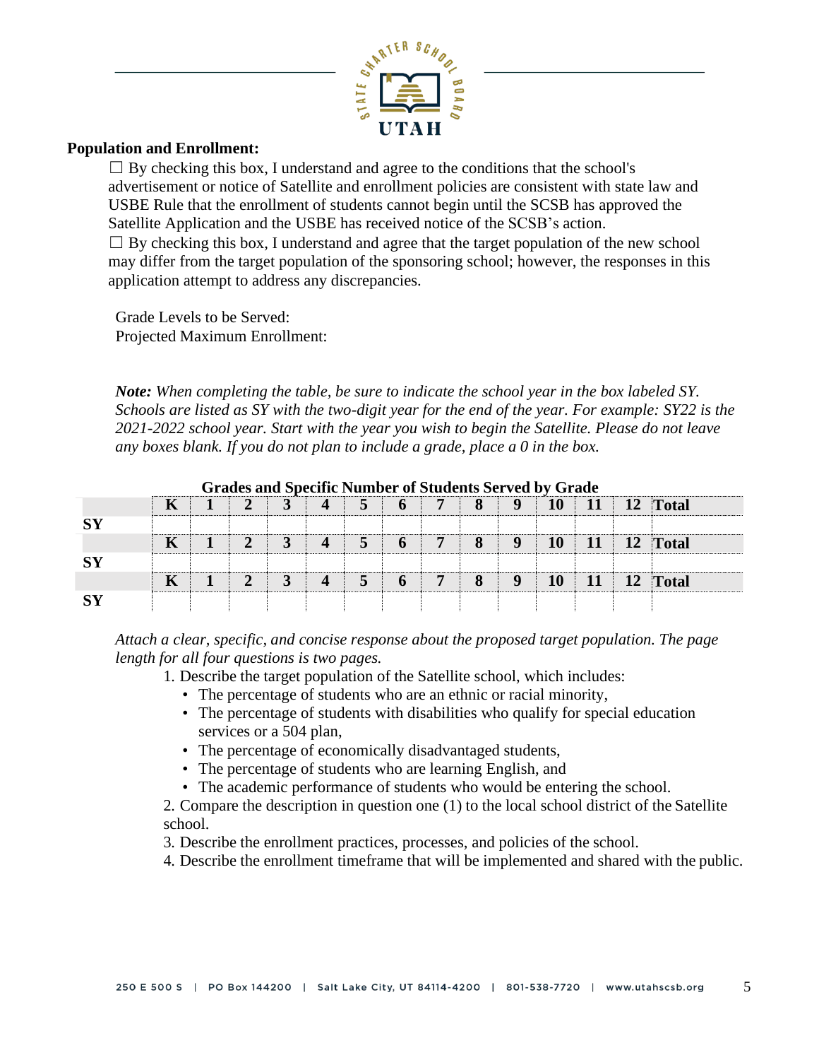**Population and Enrollment:**

☐ By checking this box, I understand and agree to the conditions that the school's advertisement or notice of Satellite and enrollment policies are consistent with state law and USBE Rule that the enrollment of students cannot begin until the SCSB has approved the Satellite Application and the USBE has received notice of the SCSB's action.
☐ By checking this box, I understand and agree that the target population of the new school may differ from the target population of the sponsoring school; however, the responses in this application attempt to address any discrepancies.

Grade Levels to be Served:
Projected Maximum Enrollment:

***Note:*** *When completing the table, be sure to indicate the school year in the box labeled SY. Schools are listed as SY with the two-digit year for the end of the year. For example: SY22 is the 2021-2022 school year. Start with the year you wish to begin the Satellite. Please do not leave any boxes blank. If you do not plan to include a grade, place a 0 in the box.*

**Grades and Specific Number of Students Served by Grade**

| | K | 1 | 2 | 3 | 4 | 5 | 6 | 7 | 8 | 9 | 10 | 11 | 12 | Total |
|---|---|---|---|---|---|---|---|---|---|---|---|---|---|---|
| **SY** | | | | | | | | | | | | | | |
| | **K** | **1** | **2** | **3** | **4** | **5** | **6** | **7** | **8** | **9** | **10** | **11** | **12** | **Total** |
| **SY** | | | | | | | | | | | | | | |
| | **K** | **1** | **2** | **3** | **4** | **5** | **6** | **7** | **8** | **9** | **10** | **11** | **12** | **Total** |
| **SY** | | | | | | | | | | | | | | |

*Attach a clear, specific, and concise response about the proposed target population. The page length for all four questions is two pages.*

1. Describe the target population of the Satellite school, which includes:
   - The percentage of students who are an ethnic or racial minority,
   - The percentage of students with disabilities who qualify for special education services or a 504 plan,
   - The percentage of economically disadvantaged students,
   - The percentage of students who are learning English, and
   - The academic performance of students who would be entering the school.
2. Compare the description in question one (1) to the local school district of the Satellite school.
3. Describe the enrollment practices, processes, and policies of the school.
4. Describe the enrollment timeframe that will be implemented and shared with the public.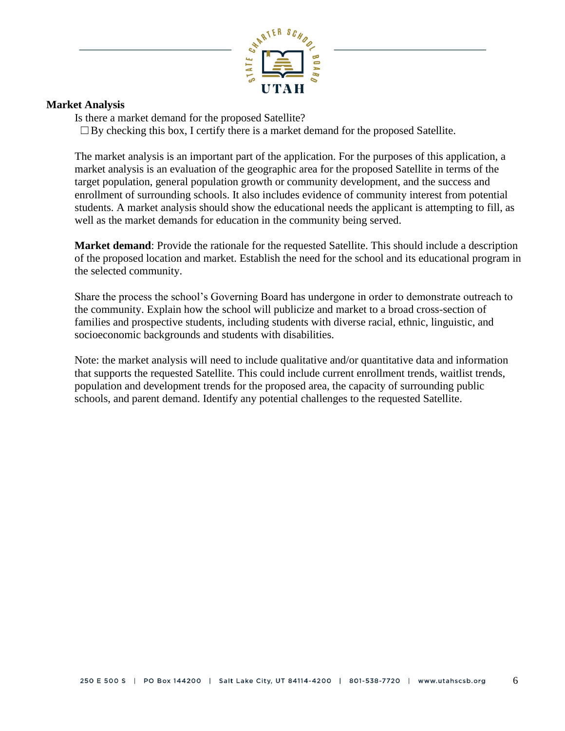**Market Analysis**

Is there a market demand for the proposed Satellite?

☐ By checking this box, I certify there is a market demand for the proposed Satellite.

The market analysis is an important part of the application. For the purposes of this application, a market analysis is an evaluation of the geographic area for the proposed Satellite in terms of the target population, general population growth or community development, and the success and enrollment of surrounding schools. It also includes evidence of community interest from potential students. A market analysis should show the educational needs the applicant is attempting to fill, as well as the market demands for education in the community being served.

**Market demand**: Provide the rationale for the requested Satellite. This should include a description of the proposed location and market. Establish the need for the school and its educational program in the selected community.

Share the process the school's Governing Board has undergone in order to demonstrate outreach to the community. Explain how the school will publicize and market to a broad cross-section of families and prospective students, including students with diverse racial, ethnic, linguistic, and socioeconomic backgrounds and students with disabilities.

Note: the market analysis will need to include qualitative and/or quantitative data and information that supports the requested Satellite. This could include current enrollment trends, waitlist trends, population and development trends for the proposed area, the capacity of surrounding public schools, and parent demand. Identify any potential challenges to the requested Satellite.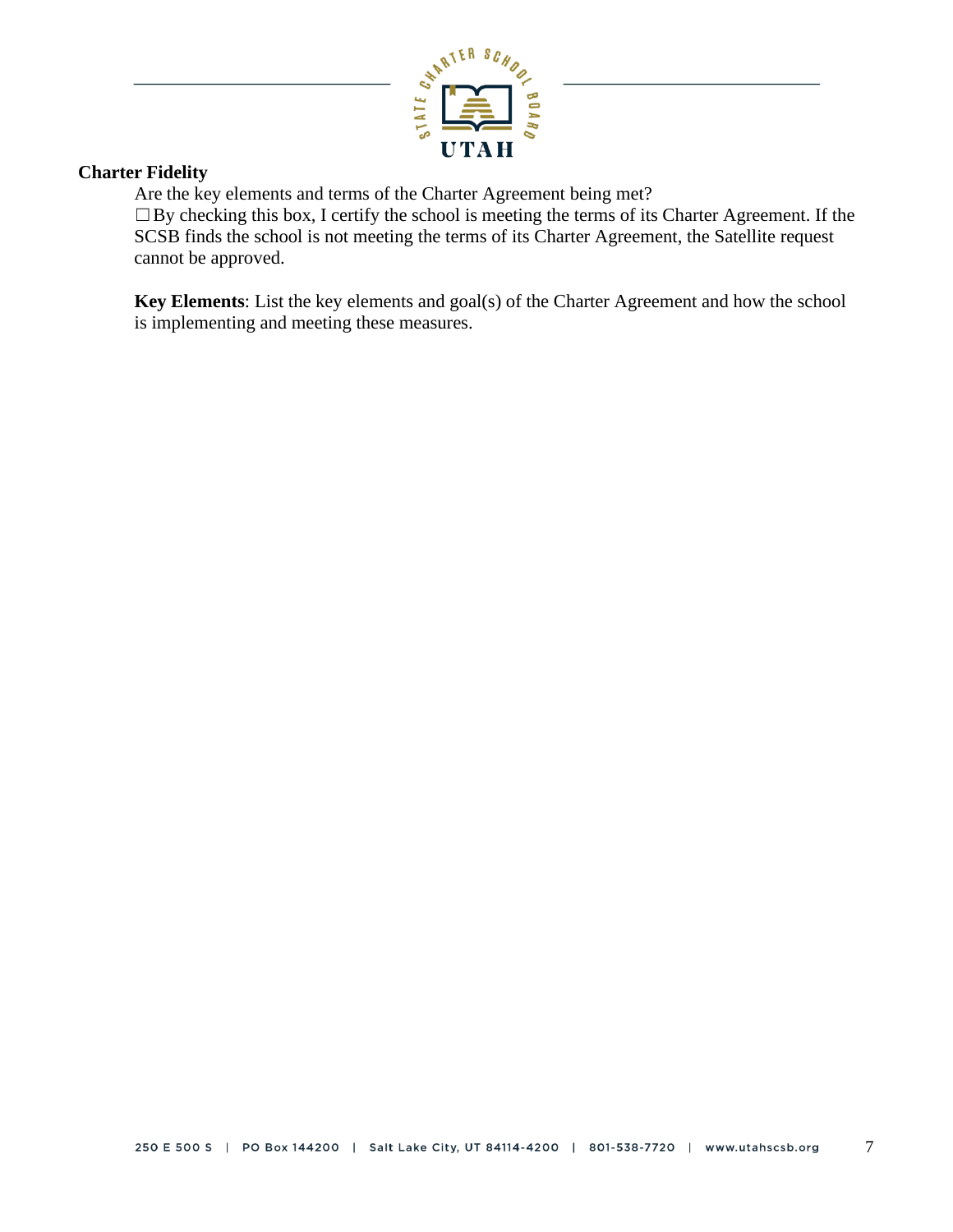**Charter Fidelity**

Are the key elements and terms of the Charter Agreement being met?

☐ By checking this box, I certify the school is meeting the terms of its Charter Agreement. If the SCSB finds the school is not meeting the terms of its Charter Agreement, the Satellite request cannot be approved.

**Key Elements**: List the key elements and goal(s) of the Charter Agreement and how the school is implementing and meeting these measures.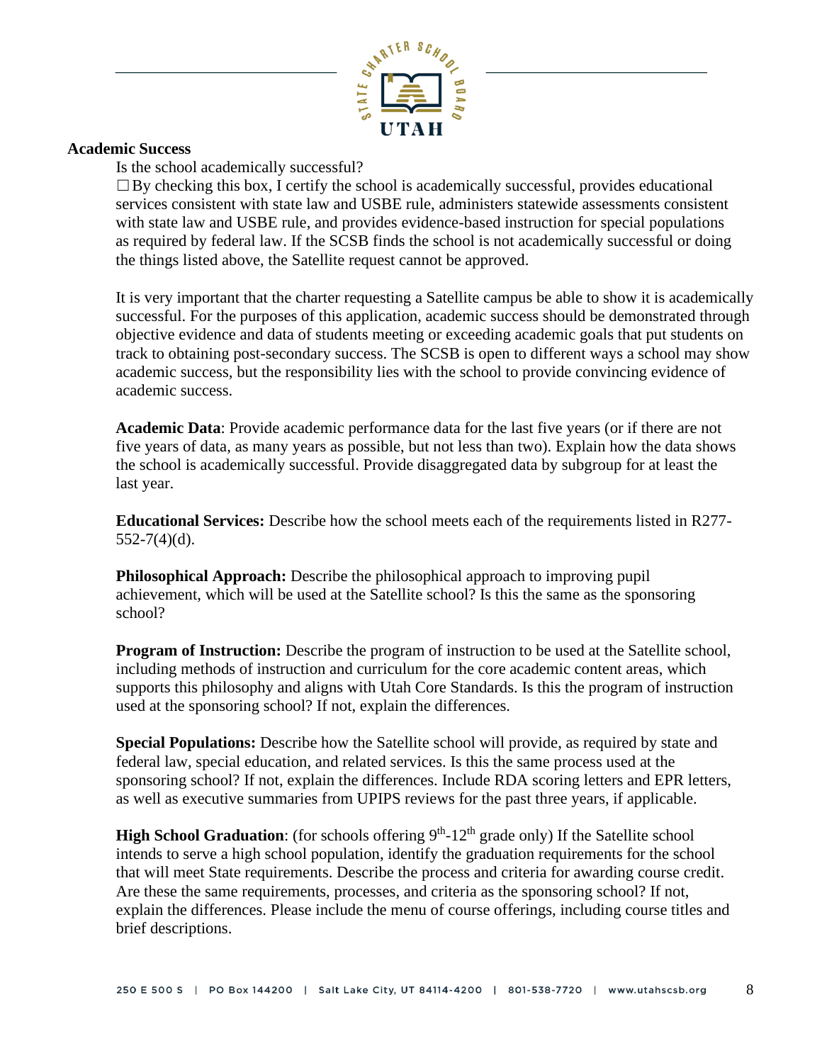**Academic Success**

Is the school academically successful?

☐ By checking this box, I certify the school is academically successful, provides educational services consistent with state law and USBE rule, administers statewide assessments consistent with state law and USBE rule, and provides evidence-based instruction for special populations as required by federal law. If the SCSB finds the school is not academically successful or doing the things listed above, the Satellite request cannot be approved.

It is very important that the charter requesting a Satellite campus be able to show it is academically successful. For the purposes of this application, academic success should be demonstrated through objective evidence and data of students meeting or exceeding academic goals that put students on track to obtaining post-secondary success. The SCSB is open to different ways a school may show academic success, but the responsibility lies with the school to provide convincing evidence of academic success.

**Academic Data**: Provide academic performance data for the last five years (or if there are not five years of data, as many years as possible, but not less than two). Explain how the data shows the school is academically successful. Provide disaggregated data by subgroup for at least the last year.

**Educational Services:** Describe how the school meets each of the requirements listed in R277-552-7(4)(d).

**Philosophical Approach:** Describe the philosophical approach to improving pupil achievement, which will be used at the Satellite school? Is this the same as the sponsoring school?

**Program of Instruction:** Describe the program of instruction to be used at the Satellite school, including methods of instruction and curriculum for the core academic content areas, which supports this philosophy and aligns with Utah Core Standards. Is this the program of instruction used at the sponsoring school? If not, explain the differences.

**Special Populations:** Describe how the Satellite school will provide, as required by state and federal law, special education, and related services. Is this the same process used at the sponsoring school? If not, explain the differences. Include RDA scoring letters and EPR letters, as well as executive summaries from UPIPS reviews for the past three years, if applicable.

**High School Graduation**: (for schools offering 9th-12th grade only) If the Satellite school intends to serve a high school population, identify the graduation requirements for the school that will meet State requirements. Describe the process and criteria for awarding course credit. Are these the same requirements, processes, and criteria as the sponsoring school? If not, explain the differences. Please include the menu of course offerings, including course titles and brief descriptions.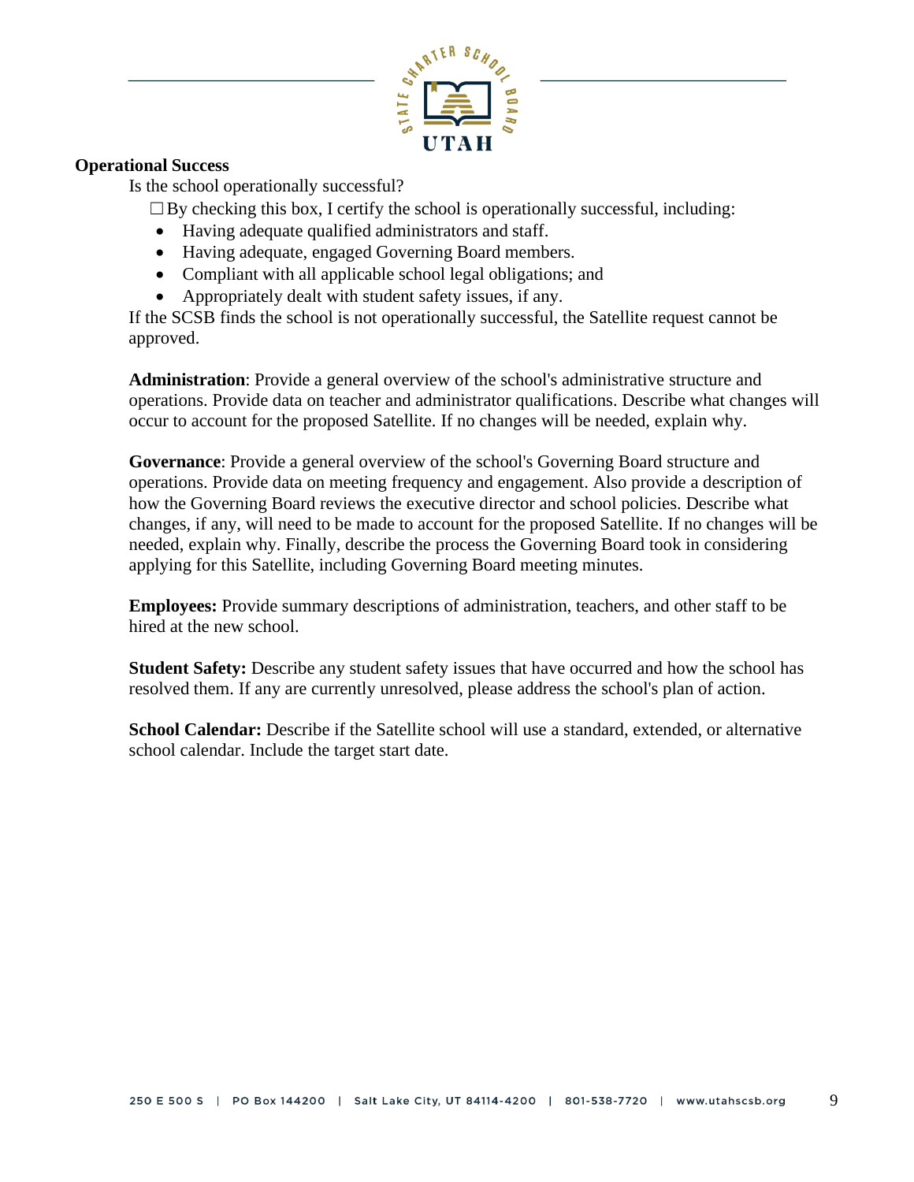**Operational Success**

Is the school operationally successful?

☐ By checking this box, I certify the school is operationally successful, including:

- Having adequate qualified administrators and staff.
- Having adequate, engaged Governing Board members.
- Compliant with all applicable school legal obligations; and
- Appropriately dealt with student safety issues, if any.

If the SCSB finds the school is not operationally successful, the Satellite request cannot be approved.

**Administration**: Provide a general overview of the school's administrative structure and operations. Provide data on teacher and administrator qualifications. Describe what changes will occur to account for the proposed Satellite. If no changes will be needed, explain why.

**Governance**: Provide a general overview of the school's Governing Board structure and operations. Provide data on meeting frequency and engagement. Also provide a description of how the Governing Board reviews the executive director and school policies. Describe what changes, if any, will need to be made to account for the proposed Satellite. If no changes will be needed, explain why. Finally, describe the process the Governing Board took in considering applying for this Satellite, including Governing Board meeting minutes.

**Employees:** Provide summary descriptions of administration, teachers, and other staff to be hired at the new school.

**Student Safety:** Describe any student safety issues that have occurred and how the school has resolved them. If any are currently unresolved, please address the school's plan of action.

**School Calendar:** Describe if the Satellite school will use a standard, extended, or alternative school calendar. Include the target start date.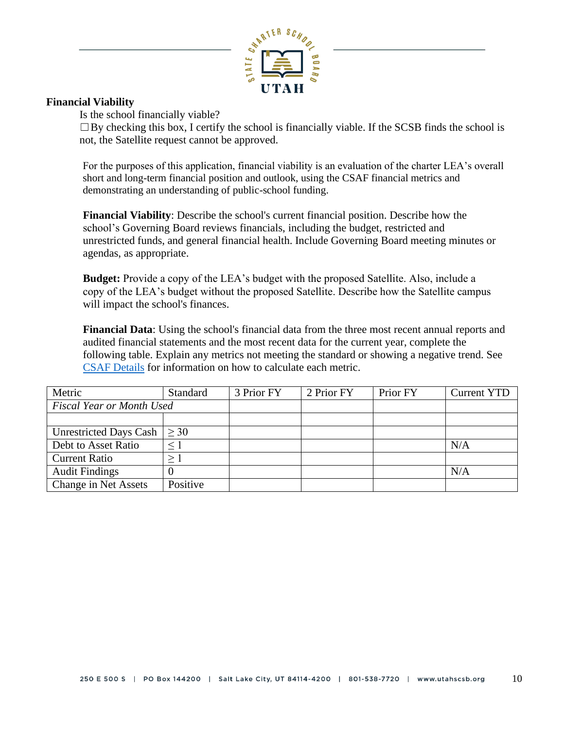**Financial Viability**

Is the school financially viable?

☐ By checking this box, I certify the school is financially viable. If the SCSB finds the school is not, the Satellite request cannot be approved.

For the purposes of this application, financial viability is an evaluation of the charter LEA's overall short and long-term financial position and outlook, using the CSAF financial metrics and demonstrating an understanding of public-school funding.

**Financial Viability**: Describe the school's current financial position. Describe how the school's Governing Board reviews financials, including the budget, restricted and unrestricted funds, and general financial health. Include Governing Board meeting minutes or agendas, as appropriate.

**Budget:** Provide a copy of the LEA's budget with the proposed Satellite. Also, include a copy of the LEA's budget without the proposed Satellite. Describe how the Satellite campus will impact the school's finances.

**Financial Data**: Using the school's financial data from the three most recent annual reports and audited financial statements and the most recent data for the current year, complete the following table. Explain any metrics not meeting the standard or showing a negative trend. See CSAF Details for information on how to calculate each metric.

| Metric | Standard | 3 Prior FY | 2 Prior FY | Prior FY | Current YTD |
|---|---|---|---|---|---|
| *Fiscal Year or Month Used* | | | | | |
| | | | | | |
| Unrestricted Days Cash | ≥ 30 | | | | |
| Debt to Asset Ratio | ≤ 1 | | | | N/A |
| Current Ratio | ≥ 1 | | | | |
| Audit Findings | 0 | | | | N/A |
| Change in Net Assets | Positive | | | | |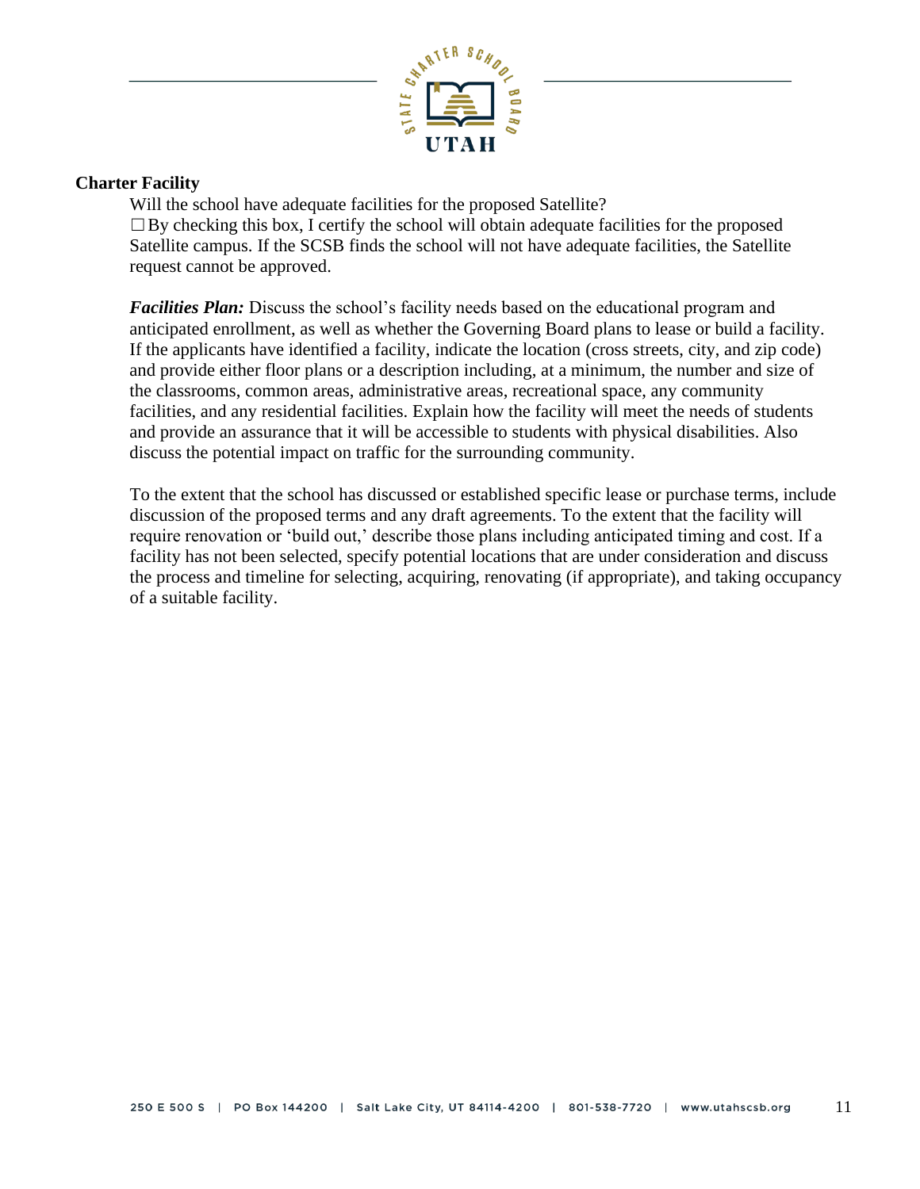**Charter Facility**

Will the school have adequate facilities for the proposed Satellite?

☐ By checking this box, I certify the school will obtain adequate facilities for the proposed Satellite campus. If the SCSB finds the school will not have adequate facilities, the Satellite request cannot be approved.

***Facilities Plan:*** Discuss the school's facility needs based on the educational program and anticipated enrollment, as well as whether the Governing Board plans to lease or build a facility. If the applicants have identified a facility, indicate the location (cross streets, city, and zip code) and provide either floor plans or a description including, at a minimum, the number and size of the classrooms, common areas, administrative areas, recreational space, any community facilities, and any residential facilities. Explain how the facility will meet the needs of students and provide an assurance that it will be accessible to students with physical disabilities. Also discuss the potential impact on traffic for the surrounding community.

To the extent that the school has discussed or established specific lease or purchase terms, include discussion of the proposed terms and any draft agreements. To the extent that the facility will require renovation or 'build out,' describe those plans including anticipated timing and cost. If a facility has not been selected, specify potential locations that are under consideration and discuss the process and timeline for selecting, acquiring, renovating (if appropriate), and taking occupancy of a suitable facility.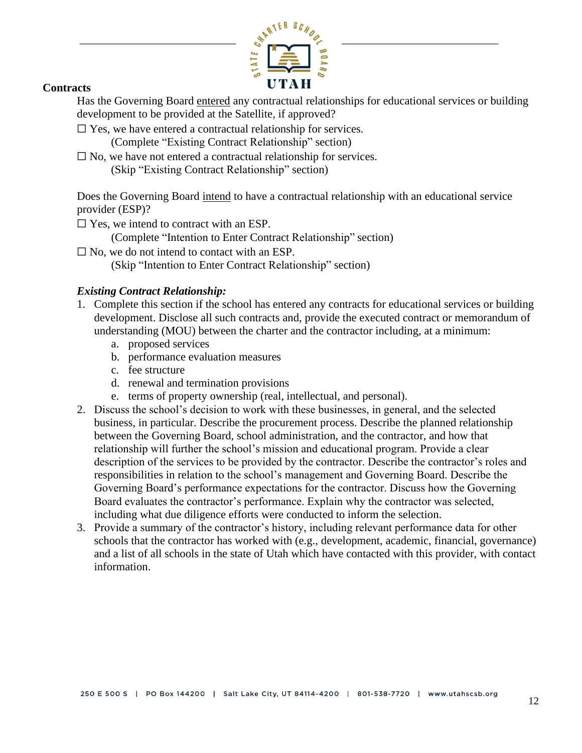**Contracts**

Has the Governing Board <u>entered</u> any contractual relationships for educational services or building development to be provided at the Satellite, if approved?

☐ Yes, we have entered a contractual relationship for services.
(Complete "Existing Contract Relationship" section)

☐ No, we have not entered a contractual relationship for services.
(Skip "Existing Contract Relationship" section)

Does the Governing Board <u>intend</u> to have a contractual relationship with an educational service provider (ESP)?

☐ Yes, we intend to contract with an ESP.
(Complete "Intention to Enter Contract Relationship" section)

☐ No, we do not intend to contact with an ESP.
(Skip "Intention to Enter Contract Relationship" section)

***Existing Contract Relationship:***

1. Complete this section if the school has entered any contracts for educational services or building development. Disclose all such contracts and, provide the executed contract or memorandum of understanding (MOU) between the charter and the contractor including, at a minimum:
   a. proposed services
   b. performance evaluation measures
   c. fee structure
   d. renewal and termination provisions
   e. terms of property ownership (real, intellectual, and personal).
2. Discuss the school's decision to work with these businesses, in general, and the selected business, in particular. Describe the procurement process. Describe the planned relationship between the Governing Board, school administration, and the contractor, and how that relationship will further the school's mission and educational program. Provide a clear description of the services to be provided by the contractor. Describe the contractor's roles and responsibilities in relation to the school's management and Governing Board. Describe the Governing Board's performance expectations for the contractor. Discuss how the Governing Board evaluates the contractor's performance. Explain why the contractor was selected, including what due diligence efforts were conducted to inform the selection.
3. Provide a summary of the contractor's history, including relevant performance data for other schools that the contractor has worked with (e.g., development, academic, financial, governance) and a list of all schools in the state of Utah which have contacted with this provider, with contact information.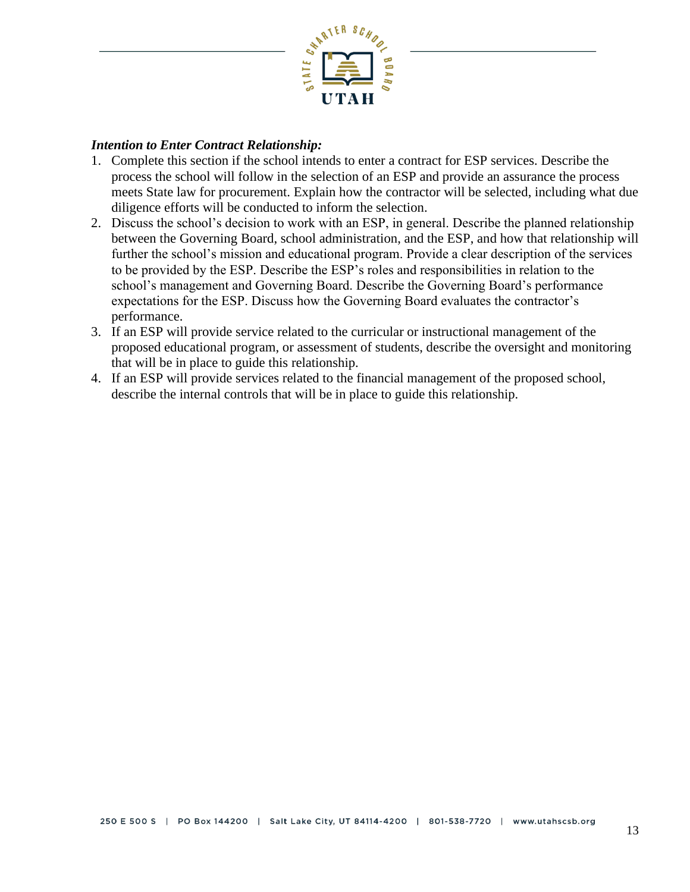***Intention to Enter Contract Relationship:***

1. Complete this section if the school intends to enter a contract for ESP services. Describe the process the school will follow in the selection of an ESP and provide an assurance the process meets State law for procurement. Explain how the contractor will be selected, including what due diligence efforts will be conducted to inform the selection.
2. Discuss the school's decision to work with an ESP, in general. Describe the planned relationship between the Governing Board, school administration, and the ESP, and how that relationship will further the school's mission and educational program. Provide a clear description of the services to be provided by the ESP. Describe the ESP's roles and responsibilities in relation to the school's management and Governing Board. Describe the Governing Board's performance expectations for the ESP. Discuss how the Governing Board evaluates the contractor's performance.
3. If an ESP will provide service related to the curricular or instructional management of the proposed educational program, or assessment of students, describe the oversight and monitoring that will be in place to guide this relationship.
4. If an ESP will provide services related to the financial management of the proposed school, describe the internal controls that will be in place to guide this relationship.